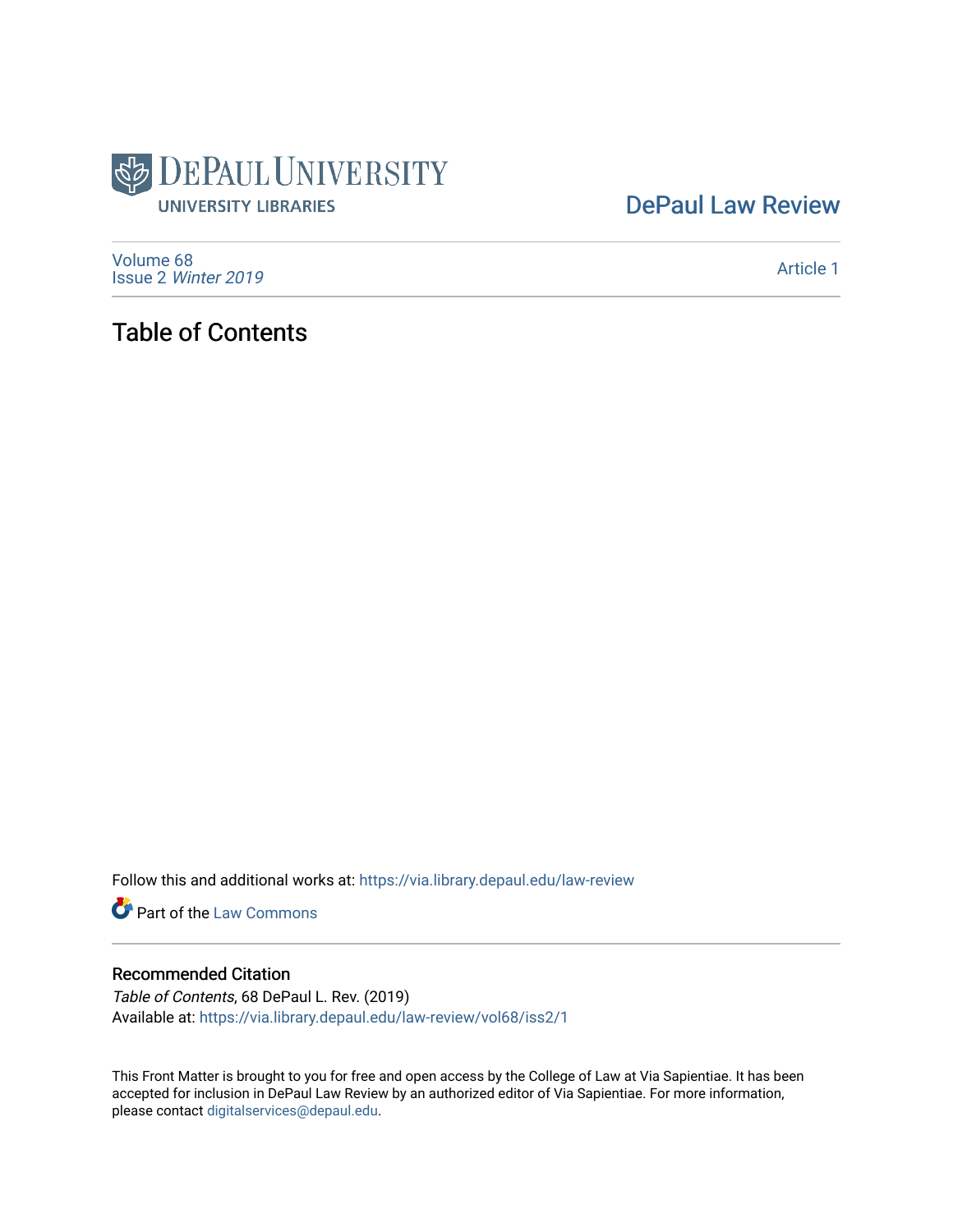DePaul University
UNIVERSITY LIBRARIES

DePaul Law Review

Volume 68
Issue 2 *Winter 2019*

Article 1

# Table of Contents

Follow this and additional works at: https://via.library.depaul.edu/law-review

Part of the Law Commons

## Recommended Citation

*Table of Contents*, 68 DePaul L. Rev. (2019)
Available at: https://via.library.depaul.edu/law-review/vol68/iss2/1

This Front Matter is brought to you for free and open access by the College of Law at Via Sapientiae. It has been accepted for inclusion in DePaul Law Review by an authorized editor of Via Sapientiae. For more information, please contact digitalservices@depaul.edu.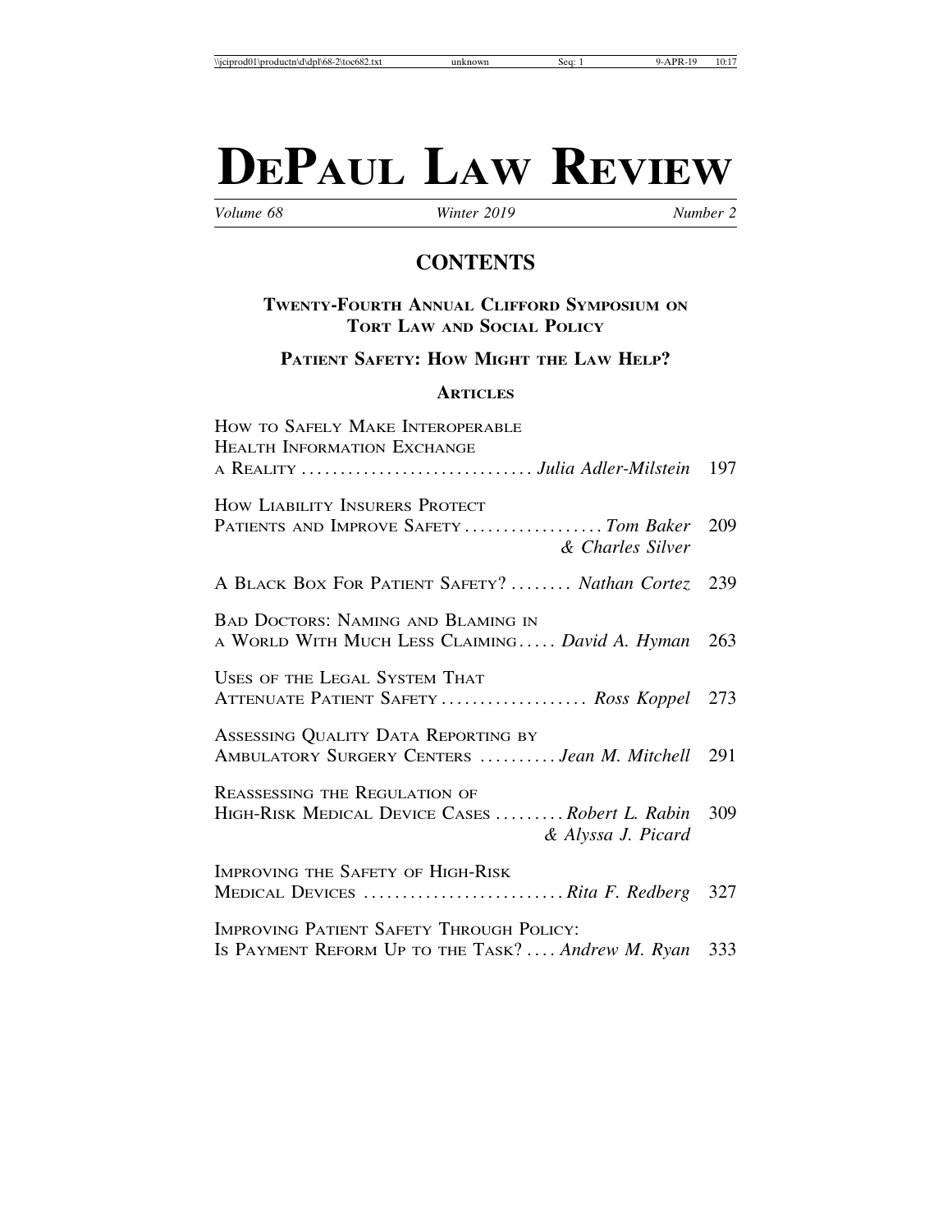# DePaul Law Review

*Volume 68* *Winter 2019* *Number 2*

## CONTENTS

### Twenty-Fourth Annual Clifford Symposium on Tort Law and Social Policy

### Patient Safety: How Might the Law Help?

### Articles

How to Safely Make Interoperable Health Information Exchange a Reality .............................. *Julia Adler-Milstein* 197

How Liability Insurers Protect Patients and Improve Safety .................. *Tom Baker & Charles Silver* 209

A Black Box For Patient Safety? ........ *Nathan Cortez* 239

Bad Doctors: Naming and Blaming in a World With Much Less Claiming..... *David A. Hyman* 263

Uses of the Legal System That Attenuate Patient Safety ................... *Ross Koppel* 273

Assessing Quality Data Reporting by Ambulatory Surgery Centers .......... *Jean M. Mitchell* 291

Reassessing the Regulation of High-Risk Medical Device Cases ......... *Robert L. Rabin & Alyssa J. Picard* 309

Improving the Safety of High-Risk Medical Devices .......................... *Rita F. Redberg* 327

Improving Patient Safety Through Policy: Is Payment Reform Up to the Task? .... *Andrew M. Ryan* 333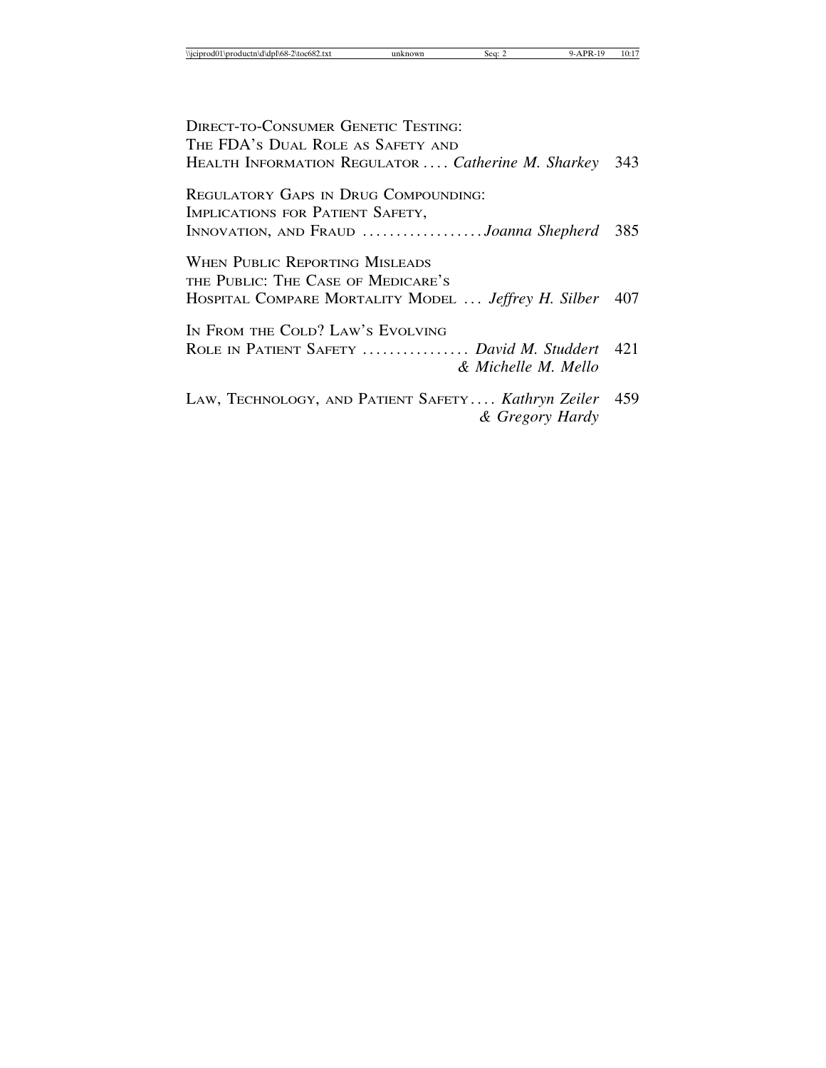Direct-to-Consumer Genetic Testing: The FDA's Dual Role as Safety and Health Information Regulator .... *Catherine M. Sharkey* 343

Regulatory Gaps in Drug Compounding: Implications for Patient Safety, Innovation, and Fraud .................. *Joanna Shepherd* 385

When Public Reporting Misleads the Public: The Case of Medicare's Hospital Compare Mortality Model ... *Jeffrey H. Silber* 407

In From the Cold? Law's Evolving Role in Patient Safety ................ *David M. Studdert & Michelle M. Mello* 421

Law, Technology, and Patient Safety.... *Kathryn Zeiler & Gregory Hardy* 459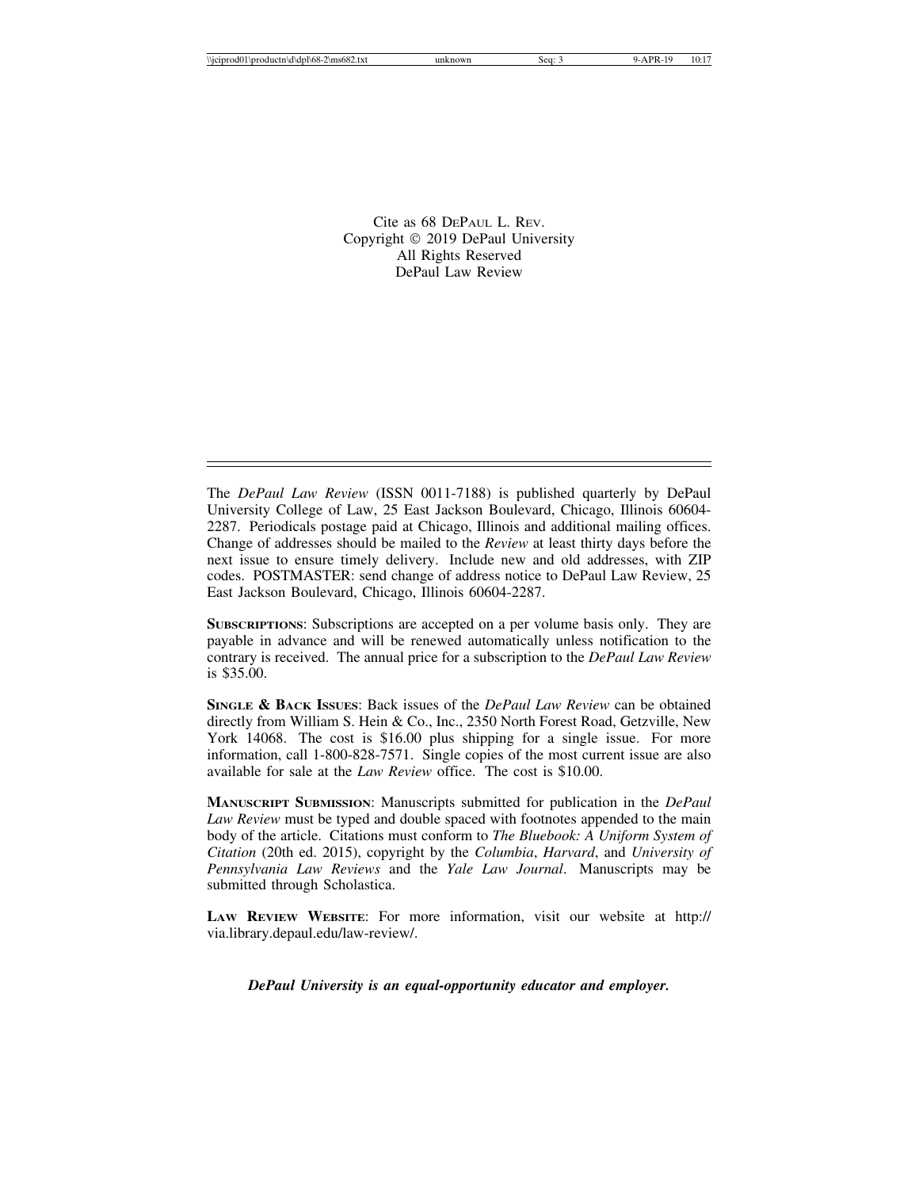Cite as 68 DePaul L. Rev.
Copyright © 2019 DePaul University
All Rights Reserved
DePaul Law Review

---

The *DePaul Law Review* (ISSN 0011-7188) is published quarterly by DePaul University College of Law, 25 East Jackson Boulevard, Chicago, Illinois 60604-2287. Periodicals postage paid at Chicago, Illinois and additional mailing offices. Change of addresses should be mailed to the *Review* at least thirty days before the next issue to ensure timely delivery. Include new and old addresses, with ZIP codes. POSTMASTER: send change of address notice to DePaul Law Review, 25 East Jackson Boulevard, Chicago, Illinois 60604-2287.

**Subscriptions**: Subscriptions are accepted on a per volume basis only. They are payable in advance and will be renewed automatically unless notification to the contrary is received. The annual price for a subscription to the *DePaul Law Review* is $35.00.

**Single & Back Issues**: Back issues of the *DePaul Law Review* can be obtained directly from William S. Hein & Co., Inc., 2350 North Forest Road, Getzville, New York 14068. The cost is $16.00 plus shipping for a single issue. For more information, call 1-800-828-7571. Single copies of the most current issue are also available for sale at the *Law Review* office. The cost is $10.00.

**Manuscript Submission**: Manuscripts submitted for publication in the *DePaul Law Review* must be typed and double spaced with footnotes appended to the main body of the article. Citations must conform to *The Bluebook: A Uniform System of Citation* (20th ed. 2015), copyright by the *Columbia*, *Harvard*, and *University of Pennsylvania Law Reviews* and the *Yale Law Journal*. Manuscripts may be submitted through Scholastica.

**Law Review Website**: For more information, visit our website at http://via.library.depaul.edu/law-review/.

***DePaul University is an equal-opportunity educator and employer.***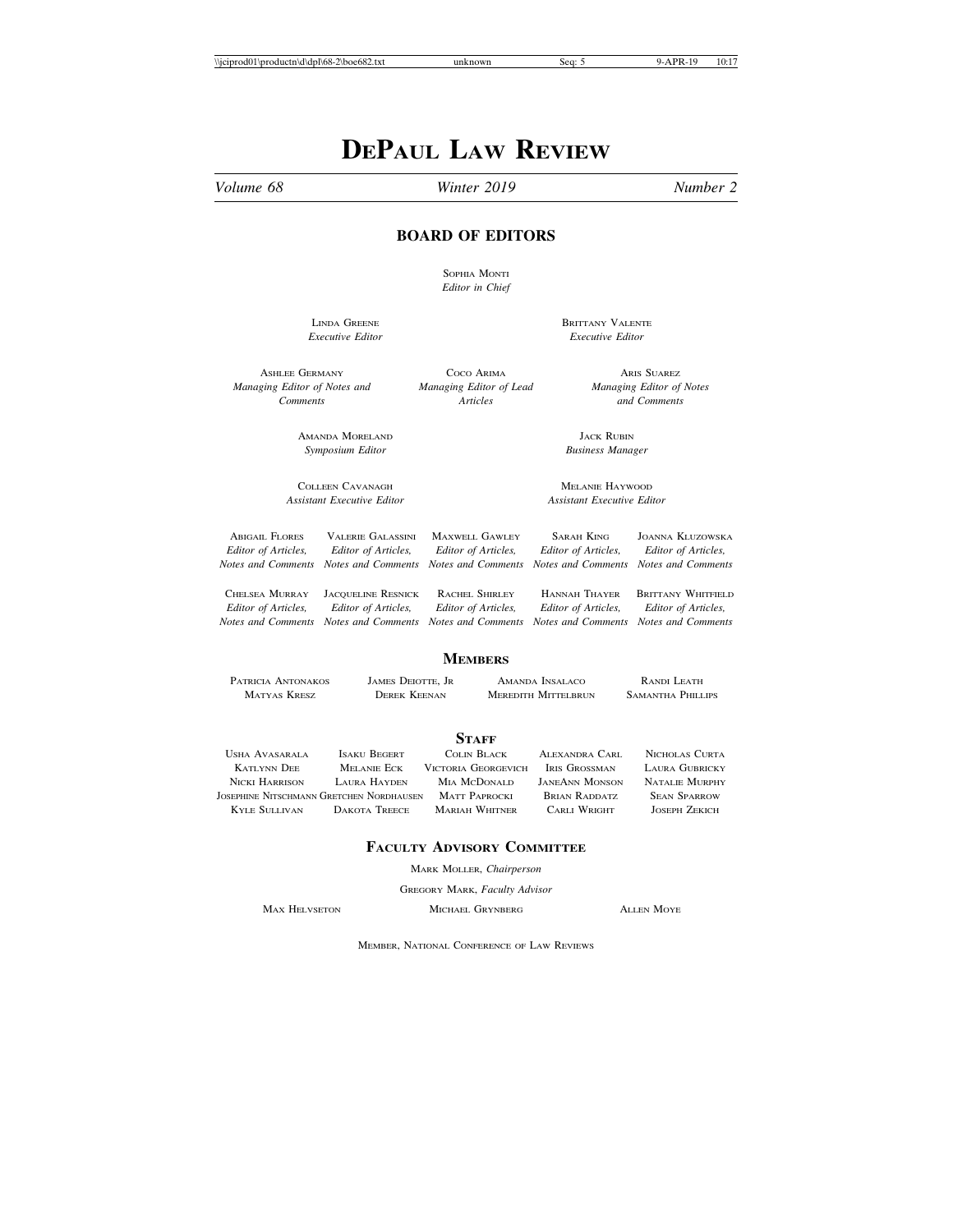# DePaul Law Review

*Volume 68* *Winter 2019* *Number 2*

## BOARD OF EDITORS

Sophia Monti
*Editor in Chief*

Linda Greene
*Executive Editor*

Brittany Valente
*Executive Editor*

Ashlee Germany
*Managing Editor of Notes and Comments*

Coco Arima
*Managing Editor of Lead Articles*

Aris Suarez
*Managing Editor of Notes and Comments*

Amanda Moreland
*Symposium Editor*

Jack Rubin
*Business Manager*

Colleen Cavanagh
*Assistant Executive Editor*

Melanie Haywood
*Assistant Executive Editor*

Abigail Flores
*Editor of Articles, Notes and Comments*

Valerie Galassini
*Editor of Articles, Notes and Comments*

Maxwell Gawley
*Editor of Articles, Notes and Comments*

Sarah King
*Editor of Articles, Notes and Comments*

Joanna Kluzowska
*Editor of Articles, Notes and Comments*

Chelsea Murray
*Editor of Articles, Notes and Comments*

Jacqueline Resnick
*Editor of Articles, Notes and Comments*

Rachel Shirley
*Editor of Articles, Notes and Comments*

Hannah Thayer
*Editor of Articles, Notes and Comments*

Brittany Whitfield
*Editor of Articles, Notes and Comments*

## Members

Patricia Antonakos
James Deiotte, Jr
Amanda Insalaco
Randi Leath
Matyas Kresz
Derek Keenan
Meredith Mittelbrun
Samantha Phillips

## Staff

Usha Avasarala
Isaku Begert
Colin Black
Alexandra Carl
Nicholas Curta
Katlynn Dee
Melanie Eck
Victoria Georgevich
Iris Grossman
Laura Gubricky
Nicki Harrison
Laura Hayden
Mia McDonald
JaneAnn Monson
Natalie Murphy
Josephine Nitschmann
Gretchen Nordhausen
Matt Paprocki
Brian Raddatz
Sean Sparrow
Kyle Sullivan
Dakota Treece
Mariah Whitner
Carli Wright
Joseph Zekich

## Faculty Advisory Committee

Mark Moller, *Chairperson*

Gregory Mark, *Faculty Advisor*

Max Helvseton
Michael Grynberg
Allen Moye

Member, National Conference of Law Reviews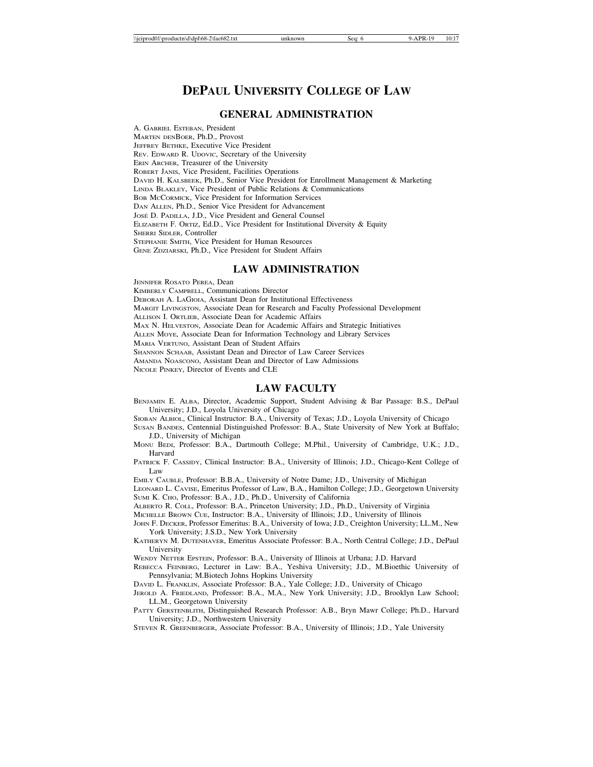# DePaul University College of Law

## GENERAL ADMINISTRATION

A. Gabriel Esteban, President
Marten denBoer, Ph.D., Provost
Jeffrey Bethke, Executive Vice President
Rev. Edward R. Udovic, Secretary of the University
Erin Archer, Treasurer of the University
Robert Janis, Vice President, Facilities Operations
David H. Kalsbeek, Ph.D., Senior Vice President for Enrollment Management & Marketing
Linda Blakley, Vice President of Public Relations & Communications
Bob McCormick, Vice President for Information Services
Dan Allen, Ph.D., Senior Vice President for Advancement
José D. Padilla, J.D., Vice President and General Counsel
Elizabeth F. Ortiz, Ed.D., Vice President for Institutional Diversity & Equity
Sherri Sidler, Controller
Stephanie Smith, Vice President for Human Resources
Gene Zdziarski, Ph.D., Vice President for Student Affairs

## LAW ADMINISTRATION

Jennifer Rosato Perea, Dean
Kimberly Campbell, Communications Director
Deborah A. LaGioia, Assistant Dean for Institutional Effectiveness
Margit Livingston, Associate Dean for Research and Faculty Professional Development
Allison I. Ortlieb, Associate Dean for Academic Affairs
Max N. Helveston, Associate Dean for Academic Affairs and Strategic Initiatives
Allen Moye, Associate Dean for Information Technology and Library Services
Maria Vertuno, Assistant Dean of Student Affairs
Shannon Schaab, Assistant Dean and Director of Law Career Services
Amanda Noascono, Assistant Dean and Director of Law Admissions
Nicole Pinkey, Director of Events and CLE

## LAW FACULTY

Benjamin E. Alba, Director, Academic Support, Student Advising & Bar Passage: B.S., DePaul University; J.D., Loyola University of Chicago

Sioban Albiol, Clinical Instructor: B.A., University of Texas; J.D., Loyola University of Chicago

Susan Bandes, Centennial Distinguished Professor: B.A., State University of New York at Buffalo; J.D., University of Michigan

Monu Bedi, Professor: B.A., Dartmouth College; M.Phil., University of Cambridge, U.K.; J.D., Harvard

Patrick F. Cassidy, Clinical Instructor: B.A., University of Illinois; J.D., Chicago-Kent College of Law

Emily Cauble, Professor: B.B.A., University of Notre Dame; J.D., University of Michigan

Leonard L. Cavise, Emeritus Professor of Law, B.A., Hamilton College; J.D., Georgetown University

Sumi K. Cho, Professor: B.A., J.D., Ph.D., University of California

Alberto R. Coll, Professor: B.A., Princeton University; J.D., Ph.D., University of Virginia

Michelle Brown Cue, Instructor: B.A., University of Illinois; J.D., University of Illinois

John F. Decker, Professor Emeritus: B.A., University of Iowa; J.D., Creighton University; LL.M., New York University; J.S.D., New York University

Katheryn M. Dutenhaver, Emeritus Associate Professor: B.A., North Central College; J.D., DePaul University

Wendy Netter Epstein, Professor: B.A., University of Illinois at Urbana; J.D. Harvard

Rebecca Feinberg, Lecturer in Law: B.A., Yeshiva University; J.D., M.Bioethic University of Pennsylvania; M.Biotech Johns Hopkins University

David L. Franklin, Associate Professor: B.A., Yale College; J.D., University of Chicago

Jerold A. Friedland, Professor: B.A., M.A., New York University; J.D., Brooklyn Law School; LL.M., Georgetown University

Patty Gerstenblith, Distinguished Research Professor: A.B., Bryn Mawr College; Ph.D., Harvard University; J.D., Northwestern University

Steven R. Greenberger, Associate Professor: B.A., University of Illinois; J.D., Yale University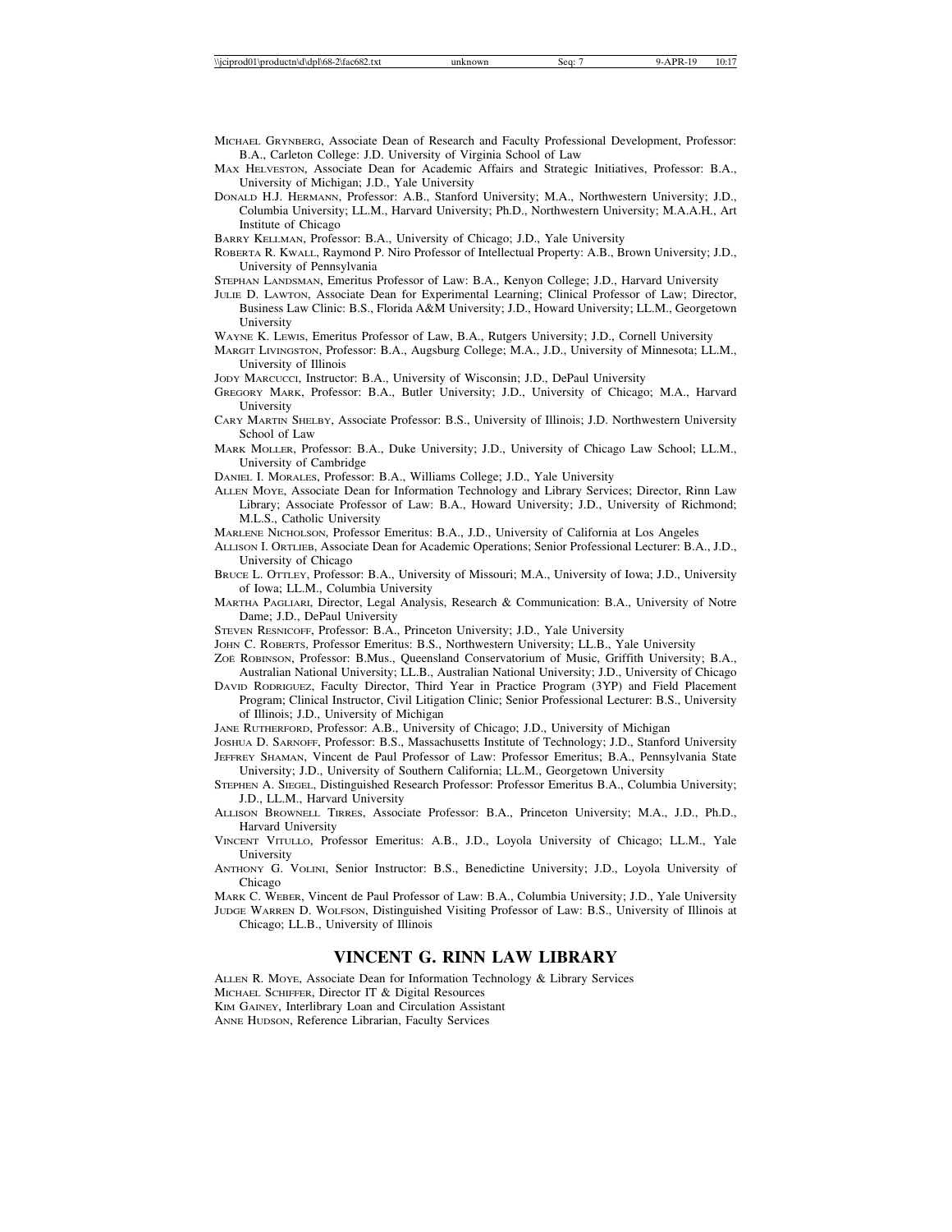MICHAEL GRYNBERG, Associate Dean of Research and Faculty Professional Development, Professor: B.A., Carleton College: J.D. University of Virginia School of Law

MAX HELVESTON, Associate Dean for Academic Affairs and Strategic Initiatives, Professor: B.A., University of Michigan; J.D., Yale University

DONALD H.J. HERMANN, Professor: A.B., Stanford University; M.A., Northwestern University; J.D., Columbia University; LL.M., Harvard University; Ph.D., Northwestern University; M.A.A.H., Art Institute of Chicago

BARRY KELLMAN, Professor: B.A., University of Chicago; J.D., Yale University

ROBERTA R. KWALL, Raymond P. Niro Professor of Intellectual Property: A.B., Brown University; J.D., University of Pennsylvania

STEPHAN LANDSMAN, Emeritus Professor of Law: B.A., Kenyon College; J.D., Harvard University

JULIE D. LAWTON, Associate Dean for Experimental Learning; Clinical Professor of Law; Director, Business Law Clinic: B.S., Florida A&M University; J.D., Howard University; LL.M., Georgetown University

WAYNE K. LEWIS, Emeritus Professor of Law, B.A., Rutgers University; J.D., Cornell University

MARGIT LIVINGSTON, Professor: B.A., Augsburg College; M.A., J.D., University of Minnesota; LL.M., University of Illinois

JODY MARCUCCI, Instructor: B.A., University of Wisconsin; J.D., DePaul University

GREGORY MARK, Professor: B.A., Butler University; J.D., University of Chicago; M.A., Harvard University

CARY MARTIN SHELBY, Associate Professor: B.S., University of Illinois; J.D. Northwestern University School of Law

MARK MOLLER, Professor: B.A., Duke University; J.D., University of Chicago Law School; LL.M., University of Cambridge

DANIEL I. MORALES, Professor: B.A., Williams College; J.D., Yale University

ALLEN MOYE, Associate Dean for Information Technology and Library Services; Director, Rinn Law Library; Associate Professor of Law: B.A., Howard University; J.D., University of Richmond; M.L.S., Catholic University

MARLENE NICHOLSON, Professor Emeritus: B.A., J.D., University of California at Los Angeles

ALLISON I. ORTLIEB, Associate Dean for Academic Operations; Senior Professional Lecturer: B.A., J.D., University of Chicago

BRUCE L. OTTLEY, Professor: B.A., University of Missouri; M.A., University of Iowa; J.D., University of Iowa; LL.M., Columbia University

MARTHA PAGLIARI, Director, Legal Analysis, Research & Communication: B.A., University of Notre Dame; J.D., DePaul University

STEVEN RESNICOFF, Professor: B.A., Princeton University; J.D., Yale University

JOHN C. ROBERTS, Professor Emeritus: B.S., Northwestern University; LL.B., Yale University

ZOË ROBINSON, Professor: B.Mus., Queensland Conservatorium of Music, Griffith University; B.A., Australian National University; LL.B., Australian National University; J.D., University of Chicago

DAVID RODRIGUEZ, Faculty Director, Third Year in Practice Program (3YP) and Field Placement Program; Clinical Instructor, Civil Litigation Clinic; Senior Professional Lecturer: B.S., University of Illinois; J.D., University of Michigan

JANE RUTHERFORD, Professor: A.B., University of Chicago; J.D., University of Michigan

JOSHUA D. SARNOFF, Professor: B.S., Massachusetts Institute of Technology; J.D., Stanford University

JEFFREY SHAMAN, Vincent de Paul Professor of Law: Professor Emeritus; B.A., Pennsylvania State University; J.D., University of Southern California; LL.M., Georgetown University

STEPHEN A. SIEGEL, Distinguished Research Professor: Professor Emeritus B.A., Columbia University; J.D., LL.M., Harvard University

ALLISON BROWNELL TIRRES, Associate Professor: B.A., Princeton University; M.A., J.D., Ph.D., Harvard University

VINCENT VITULLO, Professor Emeritus: A.B., J.D., Loyola University of Chicago; LL.M., Yale University

ANTHONY G. VOLINI, Senior Instructor: B.S., Benedictine University; J.D., Loyola University of Chicago

MARK C. WEBER, Vincent de Paul Professor of Law: B.A., Columbia University; J.D., Yale University

JUDGE WARREN D. WOLFSON, Distinguished Visiting Professor of Law: B.S., University of Illinois at Chicago; LL.B., University of Illinois

## VINCENT G. RINN LAW LIBRARY

ALLEN R. MOYE, Associate Dean for Information Technology & Library Services

MICHAEL SCHIFFER, Director IT & Digital Resources

KIM GAINEY, Interlibrary Loan and Circulation Assistant

ANNE HUDSON, Reference Librarian, Faculty Services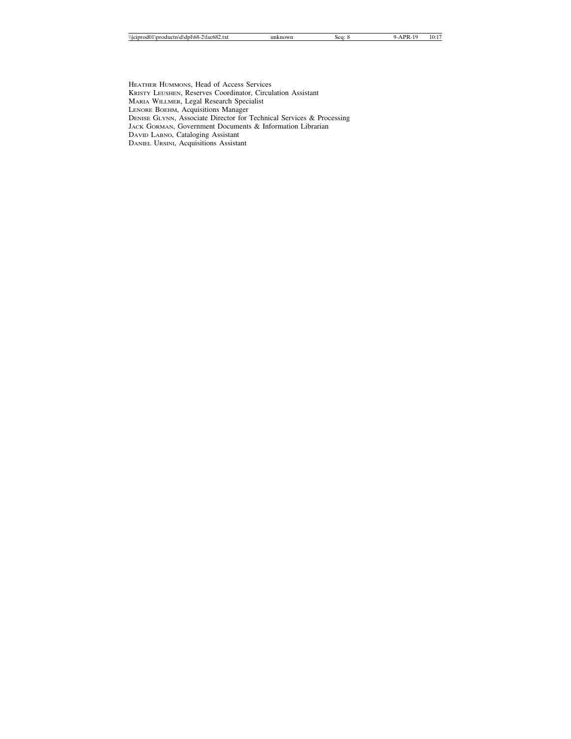Heather Hummons, Head of Access Services
Kristy Leushen, Reserves Coordinator, Circulation Assistant
Maria Willmer, Legal Research Specialist
Lenore Boehm, Acquisitions Manager
Denise Glynn, Associate Director for Technical Services & Processing
Jack Gorman, Government Documents & Information Librarian
David Labno, Cataloging Assistant
Daniel Ursini, Acquisitions Assistant